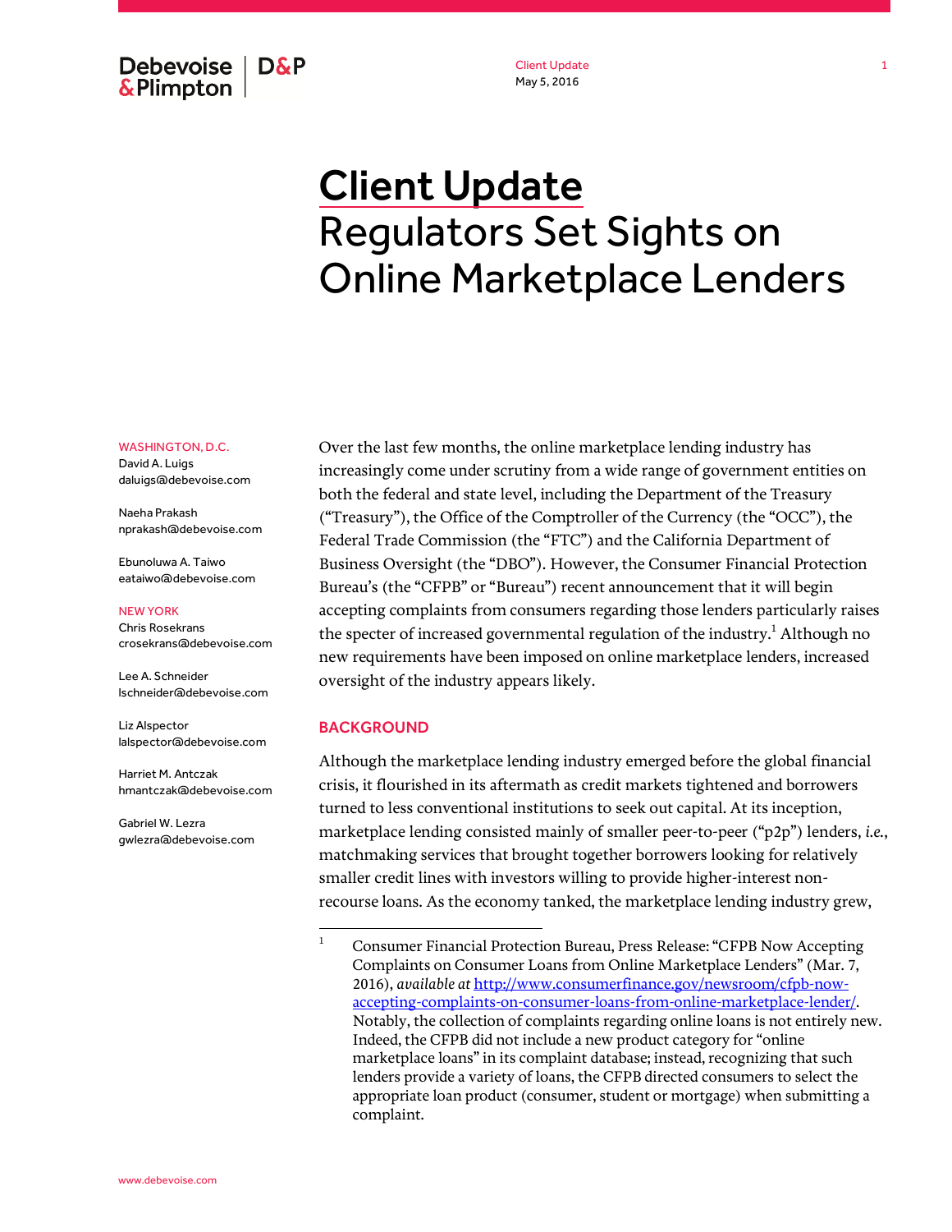# Client Update

# Regulators Set Sights on Online Marketplace Lenders

WASHINGTON, D.C.

David A. Luigs
daluigs@debevoise.com

Naeha Prakash
nprakash@debevoise.com

Ebunoluwa A. Taiwo
eataiwo@debevoise.com

NEW YORK

Chris Rosekrans
crosekrans@debevoise.com

Lee A. Schneider
lschneider@debevoise.com

Liz Alspector
lalspector@debevoise.com

Harriet M. Antczak
hmantczak@debevoise.com

Gabriel W. Lezra
gwlezra@debevoise.com

Over the last few months, the online marketplace lending industry has increasingly come under scrutiny from a wide range of government entities on both the federal and state level, including the Department of the Treasury ("Treasury"), the Office of the Comptroller of the Currency (the "OCC"), the Federal Trade Commission (the "FTC") and the California Department of Business Oversight (the "DBO"). However, the Consumer Financial Protection Bureau's (the "CFPB" or "Bureau") recent announcement that it will begin accepting complaints from consumers regarding those lenders particularly raises the specter of increased governmental regulation of the industry.[1] Although no new requirements have been imposed on online marketplace lenders, increased oversight of the industry appears likely.

## BACKGROUND

Although the marketplace lending industry emerged before the global financial crisis, it flourished in its aftermath as credit markets tightened and borrowers turned to less conventional institutions to seek out capital. At its inception, marketplace lending consisted mainly of smaller peer-to-peer ("p2p") lenders, *i.e.*, matchmaking services that brought together borrowers looking for relatively smaller credit lines with investors willing to provide higher-interest non-recourse loans. As the economy tanked, the marketplace lending industry grew,

---

[1] Consumer Financial Protection Bureau, Press Release: "CFPB Now Accepting Complaints on Consumer Loans from Online Marketplace Lenders" (Mar. 7, 2016), *available at* http://www.consumerfinance.gov/newsroom/cfpb-now-accepting-complaints-on-consumer-loans-from-online-marketplace-lender/. Notably, the collection of complaints regarding online loans is not entirely new. Indeed, the CFPB did not include a new product category for "online marketplace loans" in its complaint database; instead, recognizing that such lenders provide a variety of loans, the CFPB directed consumers to select the appropriate loan product (consumer, student or mortgage) when submitting a complaint.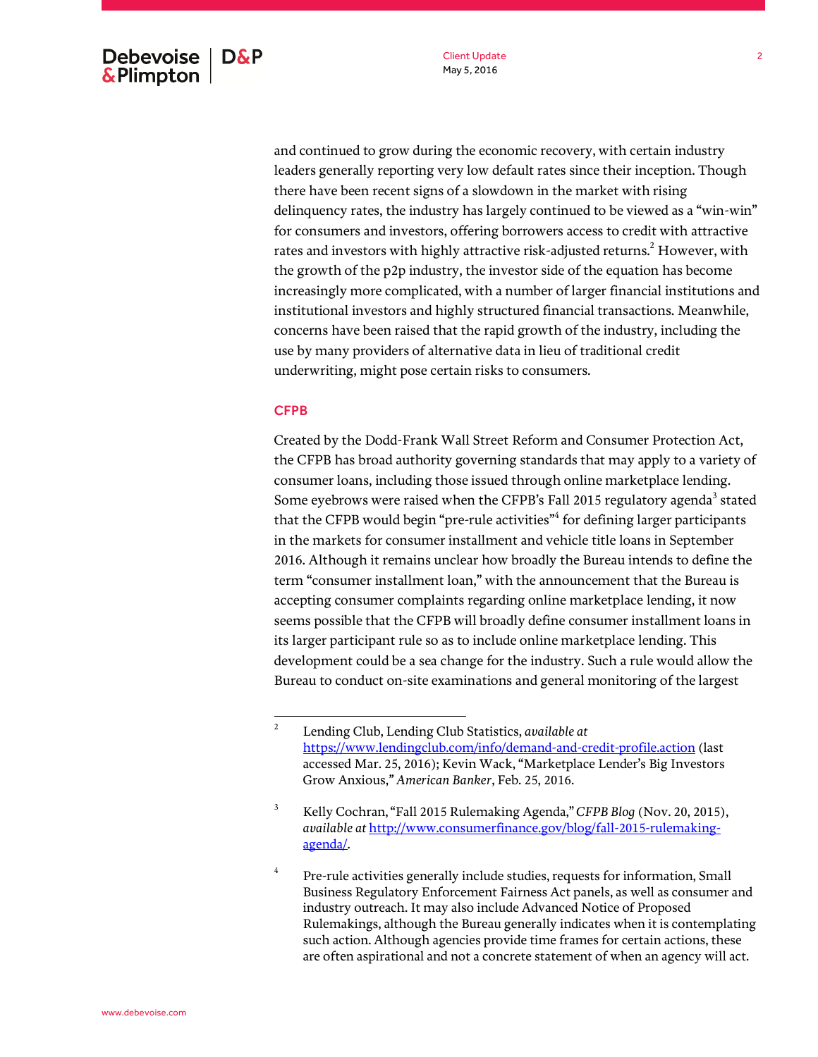and continued to grow during the economic recovery, with certain industry leaders generally reporting very low default rates since their inception. Though there have been recent signs of a slowdown in the market with rising delinquency rates, the industry has largely continued to be viewed as a "win-win" for consumers and investors, offering borrowers access to credit with attractive rates and investors with highly attractive risk-adjusted returns.[2] However, with the growth of the p2p industry, the investor side of the equation has become increasingly more complicated, with a number of larger financial institutions and institutional investors and highly structured financial transactions. Meanwhile, concerns have been raised that the rapid growth of the industry, including the use by many providers of alternative data in lieu of traditional credit underwriting, might pose certain risks to consumers.

## CFPB

Created by the Dodd-Frank Wall Street Reform and Consumer Protection Act, the CFPB has broad authority governing standards that may apply to a variety of consumer loans, including those issued through online marketplace lending. Some eyebrows were raised when the CFPB's Fall 2015 regulatory agenda[3] stated that the CFPB would begin "pre-rule activities"[4] for defining larger participants in the markets for consumer installment and vehicle title loans in September 2016. Although it remains unclear how broadly the Bureau intends to define the term "consumer installment loan," with the announcement that the Bureau is accepting consumer complaints regarding online marketplace lending, it now seems possible that the CFPB will broadly define consumer installment loans in its larger participant rule so as to include online marketplace lending. This development could be a sea change for the industry. Such a rule would allow the Bureau to conduct on-site examinations and general monitoring of the largest

---

[2] Lending Club, Lending Club Statistics, *available at* https://www.lendingclub.com/info/demand-and-credit-profile.action (last accessed Mar. 25, 2016); Kevin Wack, "Marketplace Lender's Big Investors Grow Anxious," *American Banker*, Feb. 25, 2016.

[3] Kelly Cochran, "Fall 2015 Rulemaking Agenda," *CFPB Blog* (Nov. 20, 2015), *available at* http://www.consumerfinance.gov/blog/fall-2015-rulemaking-agenda/.

[4] Pre-rule activities generally include studies, requests for information, Small Business Regulatory Enforcement Fairness Act panels, as well as consumer and industry outreach. It may also include Advanced Notice of Proposed Rulemakings, although the Bureau generally indicates when it is contemplating such action. Although agencies provide time frames for certain actions, these are often aspirational and not a concrete statement of when an agency will act.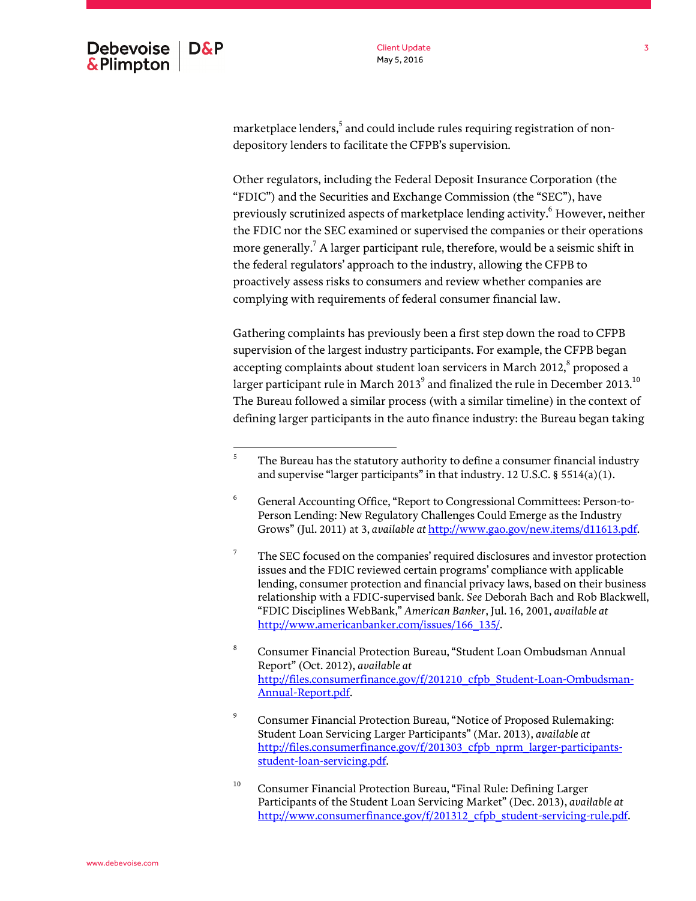marketplace lenders,[5] and could include rules requiring registration of non-depository lenders to facilitate the CFPB's supervision.

Other regulators, including the Federal Deposit Insurance Corporation (the "FDIC") and the Securities and Exchange Commission (the "SEC"), have previously scrutinized aspects of marketplace lending activity.[6] However, neither the FDIC nor the SEC examined or supervised the companies or their operations more generally.[7] A larger participant rule, therefore, would be a seismic shift in the federal regulators' approach to the industry, allowing the CFPB to proactively assess risks to consumers and review whether companies are complying with requirements of federal consumer financial law.

Gathering complaints has previously been a first step down the road to CFPB supervision of the largest industry participants. For example, the CFPB began accepting complaints about student loan servicers in March 2012,[8] proposed a larger participant rule in March 2013[9] and finalized the rule in December 2013.[10] The Bureau followed a similar process (with a similar timeline) in the context of defining larger participants in the auto finance industry: the Bureau began taking

---

[5] The Bureau has the statutory authority to define a consumer financial industry and supervise "larger participants" in that industry. 12 U.S.C. § 5514(a)(1).

[6] General Accounting Office, "Report to Congressional Committees: Person-to-Person Lending: New Regulatory Challenges Could Emerge as the Industry Grows" (Jul. 2011) at 3, *available at* http://www.gao.gov/new.items/d11613.pdf.

[7] The SEC focused on the companies' required disclosures and investor protection issues and the FDIC reviewed certain programs' compliance with applicable lending, consumer protection and financial privacy laws, based on their business relationship with a FDIC-supervised bank. *See* Deborah Bach and Rob Blackwell, "FDIC Disciplines WebBank," *American Banker*, Jul. 16, 2001, *available at* http://www.americanbanker.com/issues/166_135/.

[8] Consumer Financial Protection Bureau, "Student Loan Ombudsman Annual Report" (Oct. 2012), *available at* http://files.consumerfinance.gov/f/201210_cfpb_Student-Loan-Ombudsman-Annual-Report.pdf.

[9] Consumer Financial Protection Bureau, "Notice of Proposed Rulemaking: Student Loan Servicing Larger Participants" (Mar. 2013), *available at* http://files.consumerfinance.gov/f/201303_cfpb_nprm_larger-participants-student-loan-servicing.pdf.

[10] Consumer Financial Protection Bureau, "Final Rule: Defining Larger Participants of the Student Loan Servicing Market" (Dec. 2013), *available at* http://www.consumerfinance.gov/f/201312_cfpb_student-servicing-rule.pdf.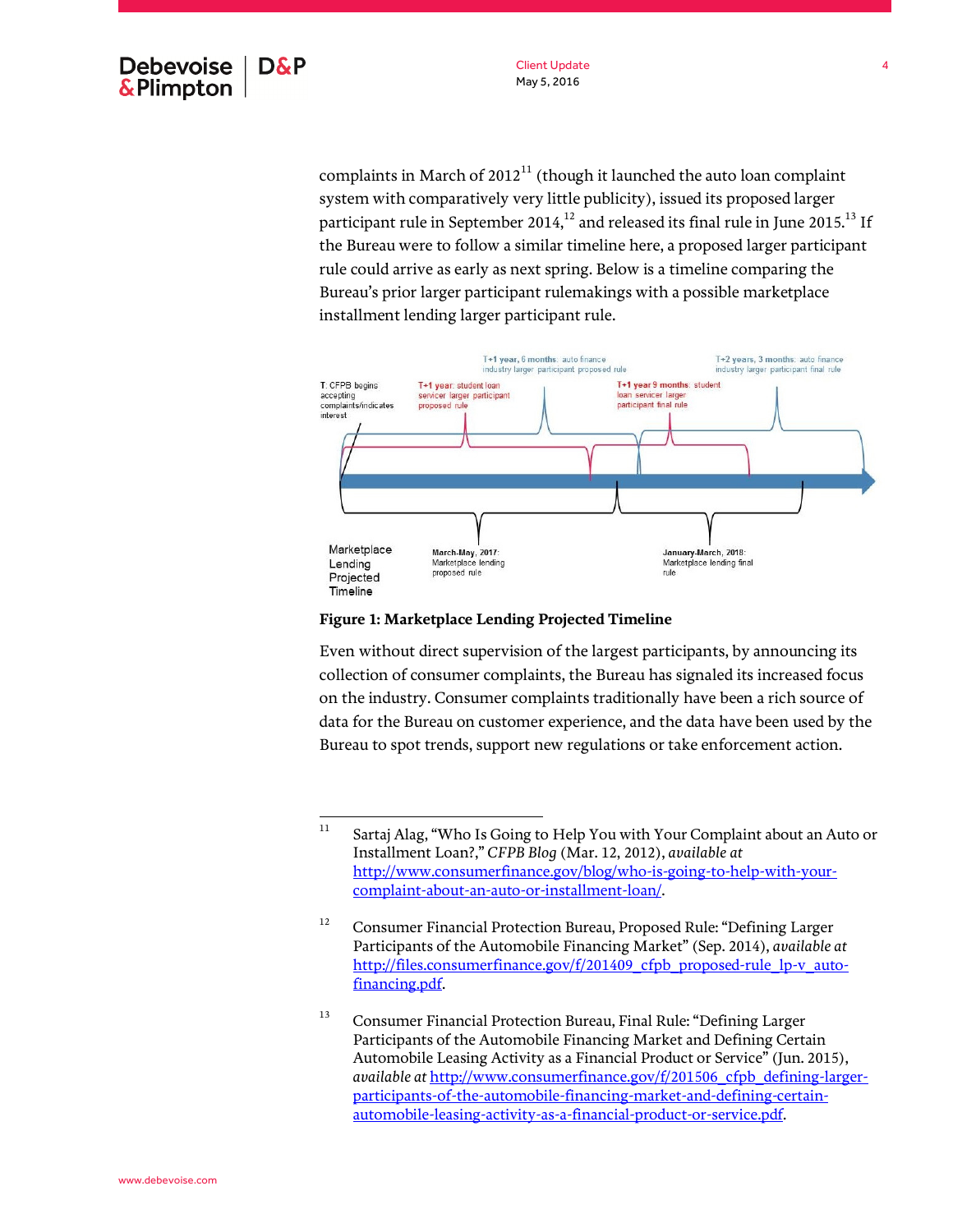complaints in March of 2012[11] (though it launched the auto loan complaint system with comparatively very little publicity), issued its proposed larger participant rule in September 2014,[12] and released its final rule in June 2015.[13] If the Bureau were to follow a similar timeline here, a proposed larger participant rule could arrive as early as next spring. Below is a timeline comparing the Bureau's prior larger participant rulemakings with a possible marketplace installment lending larger participant rule.

T: CFPB begins accepting complaints/indicates interest

T+1 year: student loan servicer larger participant proposed rule

T+1 year, 6 months: auto finance industry larger participant proposed rule

T+1 year 9 months: student loan servicer larger participant final rule

T+2 years, 3 months: auto finance industry larger participant final rule

Marketplace Lending Projected Timeline

March-May, 2017: Marketplace lending proposed rule

January-March, 2018: Marketplace lending final rule

**Figure 1: Marketplace Lending Projected Timeline**

Even without direct supervision of the largest participants, by announcing its collection of consumer complaints, the Bureau has signaled its increased focus on the industry. Consumer complaints traditionally have been a rich source of data for the Bureau on customer experience, and the data have been used by the Bureau to spot trends, support new regulations or take enforcement action.

---

[11] Sartaj Alag, "Who Is Going to Help You with Your Complaint about an Auto or Installment Loan?," *CFPB Blog* (Mar. 12, 2012), *available at* http://www.consumerfinance.gov/blog/who-is-going-to-help-with-your-complaint-about-an-auto-or-installment-loan/.

[12] Consumer Financial Protection Bureau, Proposed Rule: "Defining Larger Participants of the Automobile Financing Market" (Sep. 2014), *available at* http://files.consumerfinance.gov/f/201409_cfpb_proposed-rule_lp-v_auto-financing.pdf.

[13] Consumer Financial Protection Bureau, Final Rule: "Defining Larger Participants of the Automobile Financing Market and Defining Certain Automobile Leasing Activity as a Financial Product or Service" (Jun. 2015), *available at* http://www.consumerfinance.gov/f/201506_cfpb_defining-larger-participants-of-the-automobile-financing-market-and-defining-certain-automobile-leasing-activity-as-a-financial-product-or-service.pdf.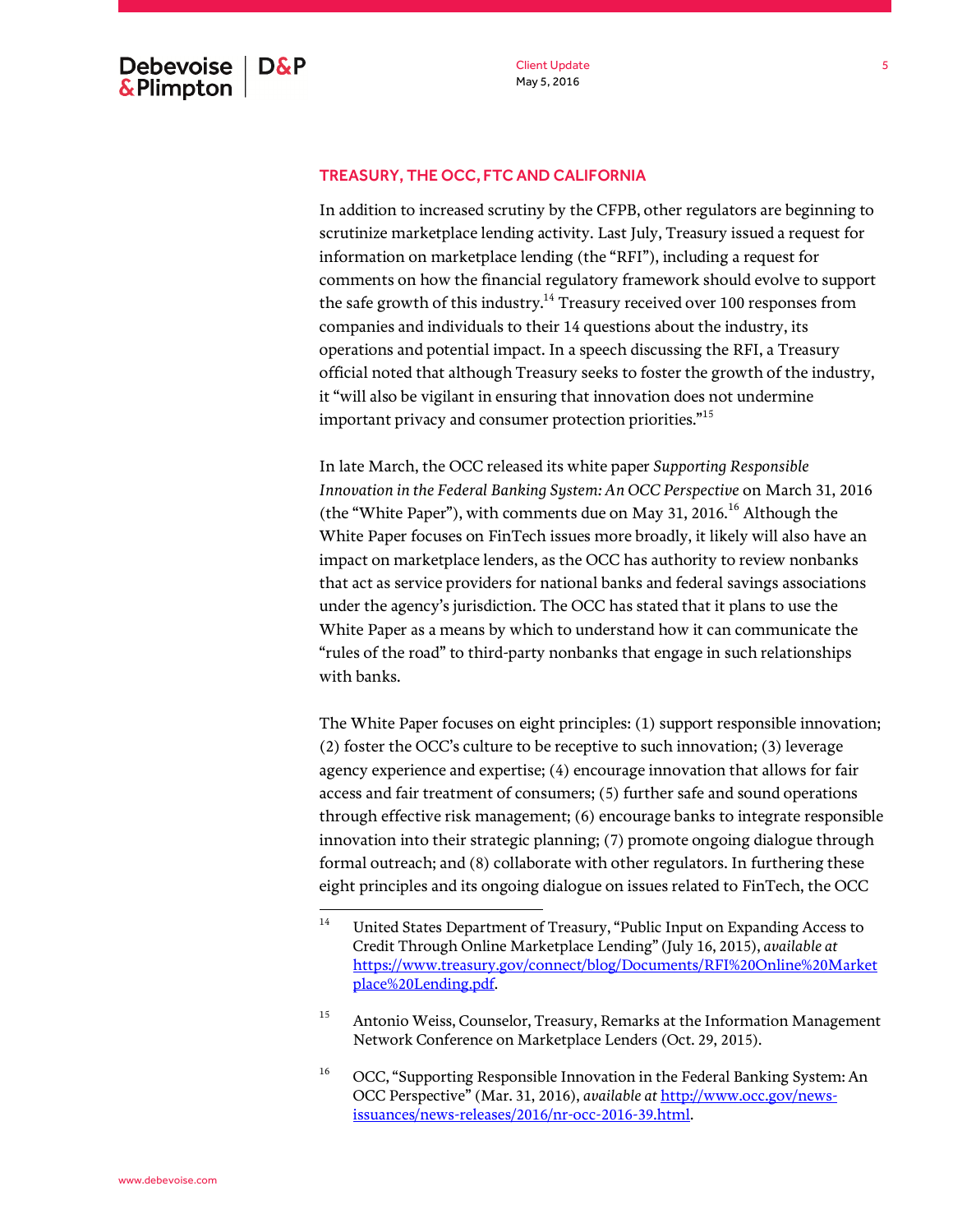## TREASURY, THE OCC, FTC AND CALIFORNIA

In addition to increased scrutiny by the CFPB, other regulators are beginning to scrutinize marketplace lending activity. Last July, Treasury issued a request for information on marketplace lending (the "RFI"), including a request for comments on how the financial regulatory framework should evolve to support the safe growth of this industry.[14] Treasury received over 100 responses from companies and individuals to their 14 questions about the industry, its operations and potential impact. In a speech discussing the RFI, a Treasury official noted that although Treasury seeks to foster the growth of the industry, it "will also be vigilant in ensuring that innovation does not undermine important privacy and consumer protection priorities."[15]

In late March, the OCC released its white paper *Supporting Responsible Innovation in the Federal Banking System: An OCC Perspective* on March 31, 2016 (the "White Paper"), with comments due on May 31, 2016.[16] Although the White Paper focuses on FinTech issues more broadly, it likely will also have an impact on marketplace lenders, as the OCC has authority to review nonbanks that act as service providers for national banks and federal savings associations under the agency's jurisdiction. The OCC has stated that it plans to use the White Paper as a means by which to understand how it can communicate the "rules of the road" to third-party nonbanks that engage in such relationships with banks.

The White Paper focuses on eight principles: (1) support responsible innovation; (2) foster the OCC's culture to be receptive to such innovation; (3) leverage agency experience and expertise; (4) encourage innovation that allows for fair access and fair treatment of consumers; (5) further safe and sound operations through effective risk management; (6) encourage banks to integrate responsible innovation into their strategic planning; (7) promote ongoing dialogue through formal outreach; and (8) collaborate with other regulators. In furthering these eight principles and its ongoing dialogue on issues related to FinTech, the OCC

---

[14] United States Department of Treasury, "Public Input on Expanding Access to Credit Through Online Marketplace Lending" (July 16, 2015), *available at* https://www.treasury.gov/connect/blog/Documents/RFI%20Online%20Marketplace%20Lending.pdf.

[15] Antonio Weiss, Counselor, Treasury, Remarks at the Information Management Network Conference on Marketplace Lenders (Oct. 29, 2015).

[16] OCC, "Supporting Responsible Innovation in the Federal Banking System: An OCC Perspective" (Mar. 31, 2016), *available at* http://www.occ.gov/news-issuances/news-releases/2016/nr-occ-2016-39.html.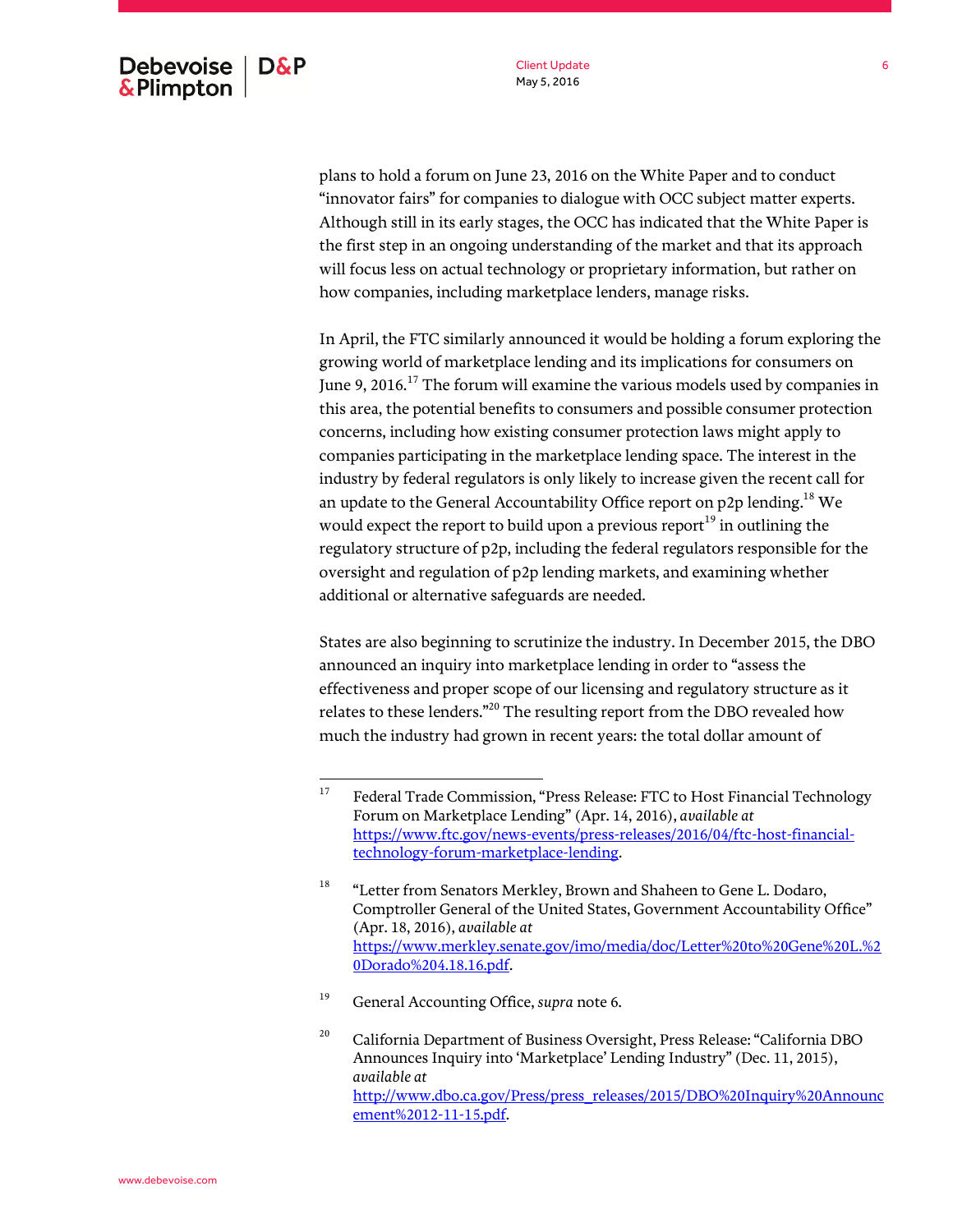plans to hold a forum on June 23, 2016 on the White Paper and to conduct "innovator fairs" for companies to dialogue with OCC subject matter experts. Although still in its early stages, the OCC has indicated that the White Paper is the first step in an ongoing understanding of the market and that its approach will focus less on actual technology or proprietary information, but rather on how companies, including marketplace lenders, manage risks.

In April, the FTC similarly announced it would be holding a forum exploring the growing world of marketplace lending and its implications for consumers on June 9, 2016.[17] The forum will examine the various models used by companies in this area, the potential benefits to consumers and possible consumer protection concerns, including how existing consumer protection laws might apply to companies participating in the marketplace lending space. The interest in the industry by federal regulators is only likely to increase given the recent call for an update to the General Accountability Office report on p2p lending.[18] We would expect the report to build upon a previous report[19] in outlining the regulatory structure of p2p, including the federal regulators responsible for the oversight and regulation of p2p lending markets, and examining whether additional or alternative safeguards are needed.

States are also beginning to scrutinize the industry. In December 2015, the DBO announced an inquiry into marketplace lending in order to "assess the effectiveness and proper scope of our licensing and regulatory structure as it relates to these lenders."[20] The resulting report from the DBO revealed how much the industry had grown in recent years: the total dollar amount of

---

[17] Federal Trade Commission, "Press Release: FTC to Host Financial Technology Forum on Marketplace Lending" (Apr. 14, 2016), *available at* https://www.ftc.gov/news-events/press-releases/2016/04/ftc-host-financial-technology-forum-marketplace-lending.

[18] "Letter from Senators Merkley, Brown and Shaheen to Gene L. Dodaro, Comptroller General of the United States, Government Accountability Office" (Apr. 18, 2016), *available at* https://www.merkley.senate.gov/imo/media/doc/Letter%20to%20Gene%20L.%20Dorado%204.18.16.pdf.

[19] General Accounting Office, *supra* note 6.

[20] California Department of Business Oversight, Press Release: "California DBO Announces Inquiry into 'Marketplace' Lending Industry" (Dec. 11, 2015), *available at* http://www.dbo.ca.gov/Press/press_releases/2015/DBO%20Inquiry%20Announcement%2012-11-15.pdf.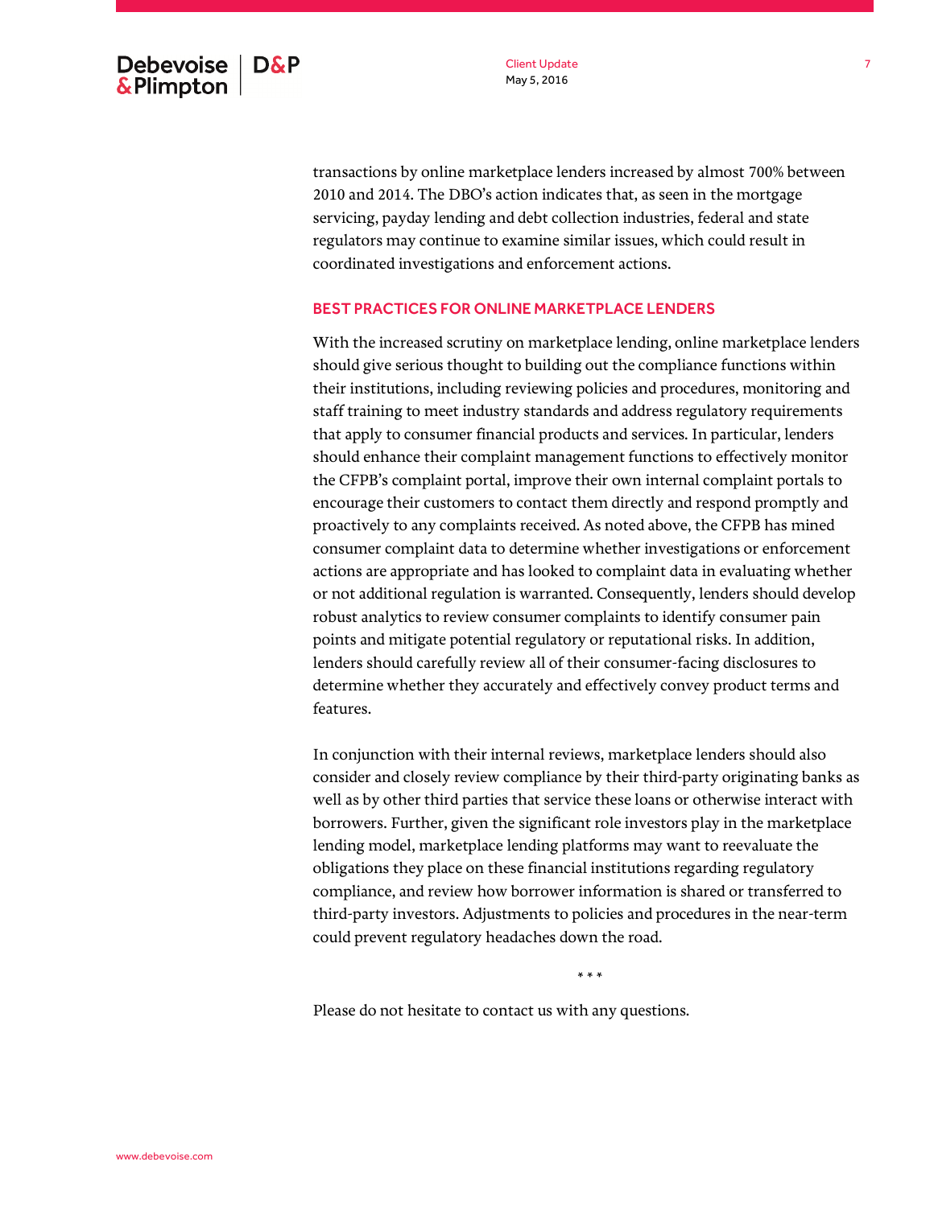transactions by online marketplace lenders increased by almost 700% between 2010 and 2014. The DBO's action indicates that, as seen in the mortgage servicing, payday lending and debt collection industries, federal and state regulators may continue to examine similar issues, which could result in coordinated investigations and enforcement actions.

## BEST PRACTICES FOR ONLINE MARKETPLACE LENDERS

With the increased scrutiny on marketplace lending, online marketplace lenders should give serious thought to building out the compliance functions within their institutions, including reviewing policies and procedures, monitoring and staff training to meet industry standards and address regulatory requirements that apply to consumer financial products and services. In particular, lenders should enhance their complaint management functions to effectively monitor the CFPB's complaint portal, improve their own internal complaint portals to encourage their customers to contact them directly and respond promptly and proactively to any complaints received. As noted above, the CFPB has mined consumer complaint data to determine whether investigations or enforcement actions are appropriate and has looked to complaint data in evaluating whether or not additional regulation is warranted. Consequently, lenders should develop robust analytics to review consumer complaints to identify consumer pain points and mitigate potential regulatory or reputational risks. In addition, lenders should carefully review all of their consumer-facing disclosures to determine whether they accurately and effectively convey product terms and features.

In conjunction with their internal reviews, marketplace lenders should also consider and closely review compliance by their third-party originating banks as well as by other third parties that service these loans or otherwise interact with borrowers. Further, given the significant role investors play in the marketplace lending model, marketplace lending platforms may want to reevaluate the obligations they place on these financial institutions regarding regulatory compliance, and review how borrower information is shared or transferred to third-party investors. Adjustments to policies and procedures in the near-term could prevent regulatory headaches down the road.

\* \* \*

Please do not hesitate to contact us with any questions.